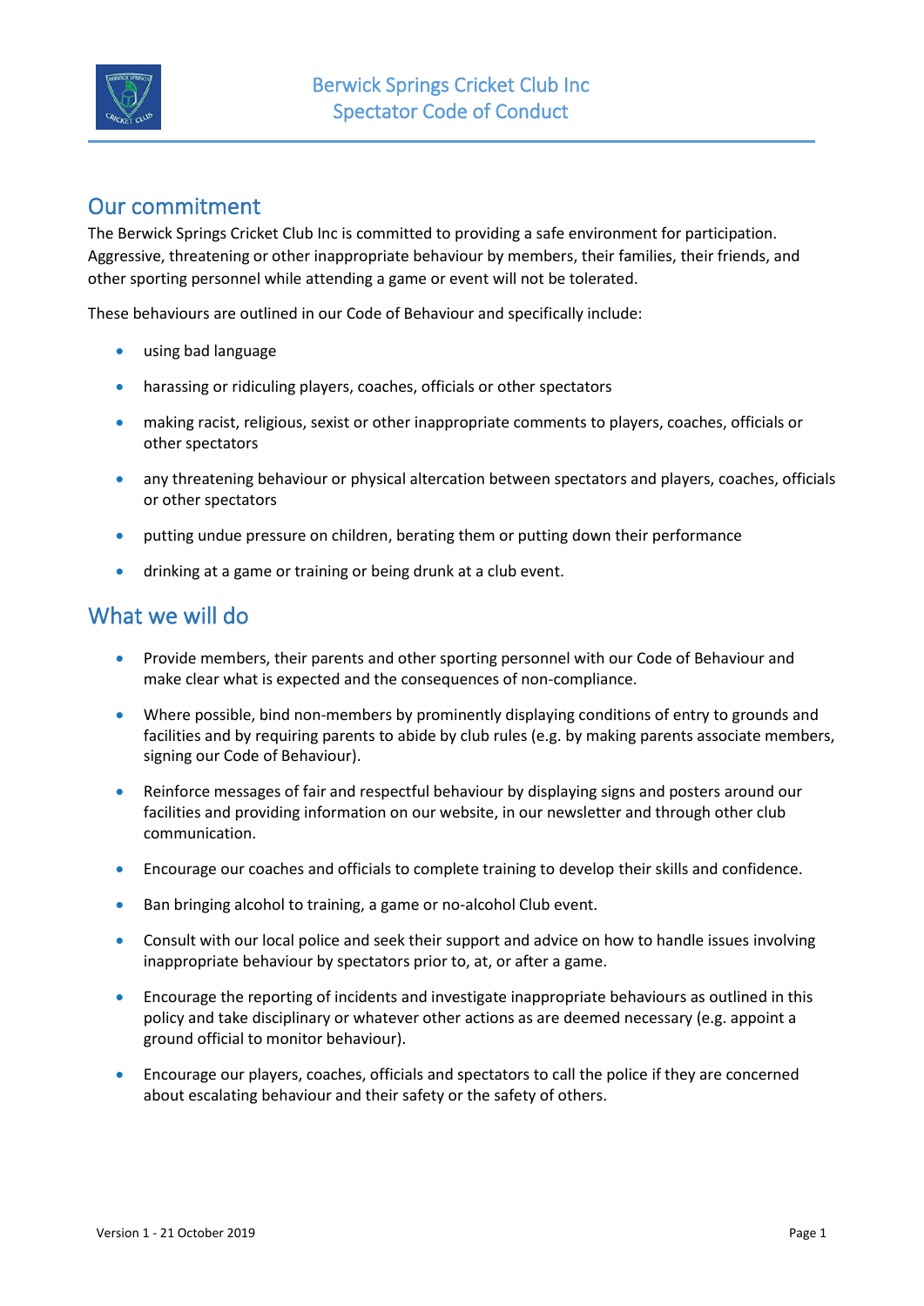# Berwick Springs Cricket Club Inc
# Spectator Code of Conduct

## Our commitment

The Berwick Springs Cricket Club Inc is committed to providing a safe environment for participation. Aggressive, threatening or other inappropriate behaviour by members, their families, their friends, and other sporting personnel while attending a game or event will not be tolerated.

These behaviours are outlined in our Code of Behaviour and specifically include:

- using bad language
- harassing or ridiculing players, coaches, officials or other spectators
- making racist, religious, sexist or other inappropriate comments to players, coaches, officials or other spectators
- any threatening behaviour or physical altercation between spectators and players, coaches, officials or other spectators
- putting undue pressure on children, berating them or putting down their performance
- drinking at a game or training or being drunk at a club event.

## What we will do

- Provide members, their parents and other sporting personnel with our Code of Behaviour and make clear what is expected and the consequences of non-compliance.
- Where possible, bind non-members by prominently displaying conditions of entry to grounds and facilities and by requiring parents to abide by club rules (e.g. by making parents associate members, signing our Code of Behaviour).
- Reinforce messages of fair and respectful behaviour by displaying signs and posters around our facilities and providing information on our website, in our newsletter and through other club communication.
- Encourage our coaches and officials to complete training to develop their skills and confidence.
- Ban bringing alcohol to training, a game or no-alcohol Club event.
- Consult with our local police and seek their support and advice on how to handle issues involving inappropriate behaviour by spectators prior to, at, or after a game.
- Encourage the reporting of incidents and investigate inappropriate behaviours as outlined in this policy and take disciplinary or whatever other actions as are deemed necessary (e.g. appoint a ground official to monitor behaviour).
- Encourage our players, coaches, officials and spectators to call the police if they are concerned about escalating behaviour and their safety or the safety of others.

Version 1 - 21 October 2019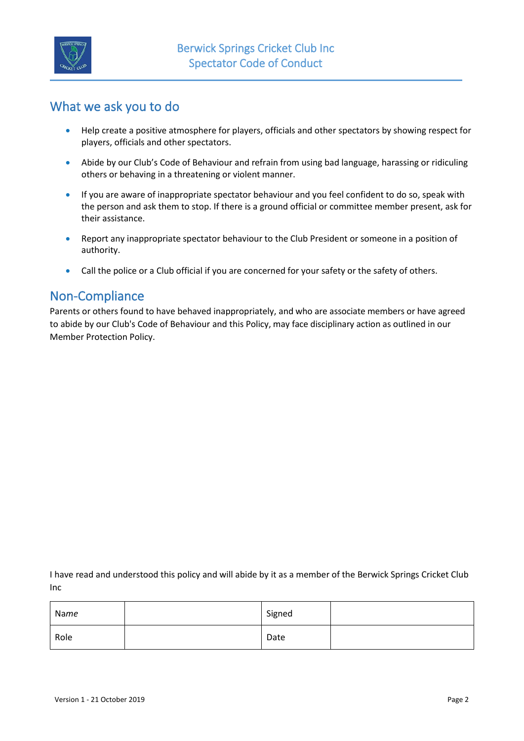Berwick Springs Cricket Club Inc
Spectator Code of Conduct

## What we ask you to do

- Help create a positive atmosphere for players, officials and other spectators by showing respect for players, officials and other spectators.
- Abide by our Club's Code of Behaviour and refrain from using bad language, harassing or ridiculing others or behaving in a threatening or violent manner.
- If you are aware of inappropriate spectator behaviour and you feel confident to do so, speak with the person and ask them to stop. If there is a ground official or committee member present, ask for their assistance.
- Report any inappropriate spectator behaviour to the Club President or someone in a position of authority.
- Call the police or a Club official if you are concerned for your safety or the safety of others.

## Non-Compliance

Parents or others found to have behaved inappropriately, and who are associate members or have agreed to abide by our Club's Code of Behaviour and this Policy, may face disciplinary action as outlined in our Member Protection Policy.

I have read and understood this policy and will abide by it as a member of the Berwick Springs Cricket Club Inc

| | | | |
|---|---|---|---|
| Name | | Signed | |
| Role | | Date | |

Version 1 - 21 October 2019